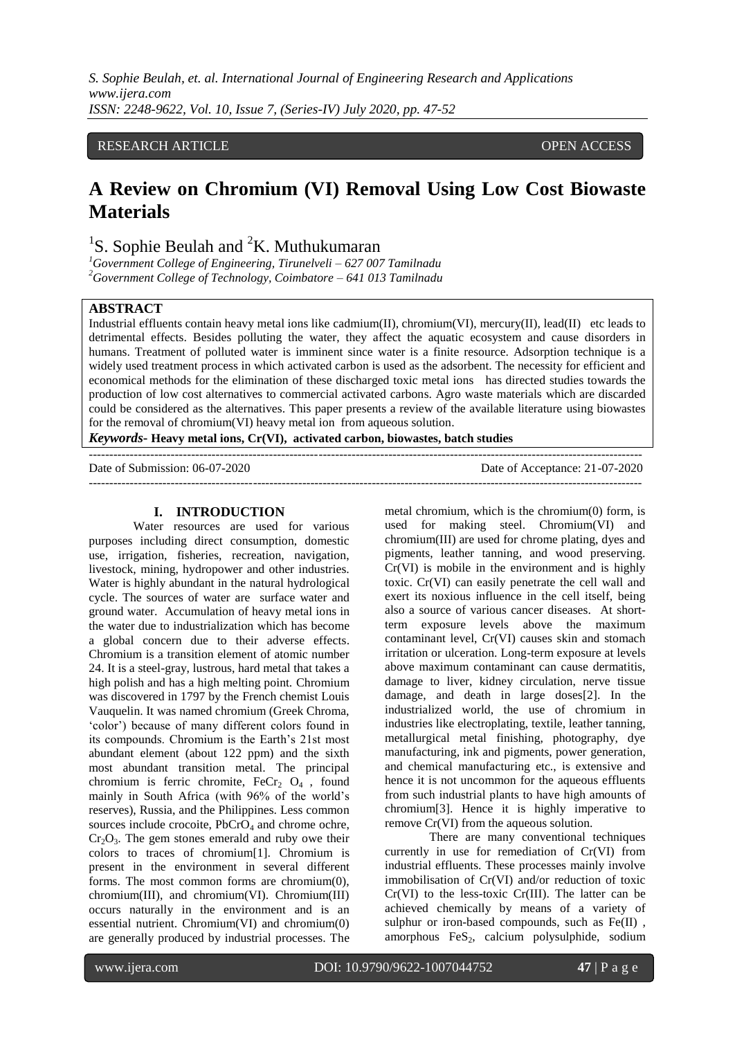RESEARCH ARTICLE OPEN ACCESS

# A Review on Chromium (VI) Removal Using Low Cost Biowaste Materials

[1]S. Sophie Beulah and [2]K. Muthukumaran

[1]*Government College of Engineering, Tirunelveli – 627 007 Tamilnadu*
[2]*Government College of Technology, Coimbatore – 641 013 Tamilnadu*

## ABSTRACT

Industrial effluents contain heavy metal ions like cadmium(II), chromium(VI), mercury(II), lead(II) etc leads to detrimental effects. Besides polluting the water, they affect the aquatic ecosystem and cause disorders in humans. Treatment of polluted water is imminent since water is a finite resource. Adsorption technique is a widely used treatment process in which activated carbon is used as the adsorbent. The necessity for efficient and economical methods for the elimination of these discharged toxic metal ions has directed studies towards the production of low cost alternatives to commercial activated carbons. Agro waste materials which are discarded could be considered as the alternatives. This paper presents a review of the available literature using biowastes for the removal of chromium(VI) heavy metal ion from aqueous solution.

***Keywords*- Heavy metal ions, Cr(VI), activated carbon, biowastes, batch studies**

Date of Submission: 06-07-2020 Date of Acceptance: 21-07-2020

## I. INTRODUCTION

Water resources are used for various purposes including direct consumption, domestic use, irrigation, fisheries, recreation, navigation, livestock, mining, hydropower and other industries. Water is highly abundant in the natural hydrological cycle. The sources of water are surface water and ground water. Accumulation of heavy metal ions in the water due to industrialization which has become a global concern due to their adverse effects. Chromium is a transition element of atomic number 24. It is a steel-gray, lustrous, hard metal that takes a high polish and has a high melting point. Chromium was discovered in 1797 by the French chemist Louis Vauquelin. It was named chromium (Greek Chroma, 'color') because of many different colors found in its compounds. Chromium is the Earth's 21st most abundant element (about 122 ppm) and the sixth most abundant transition metal. The principal chromium is ferric chromite, $FeCr_2O_4$, found mainly in South Africa (with 96% of the world's reserves), Russia, and the Philippines. Less common sources include crocoite, $PbCrO_4$ and chrome ochre, $Cr_2O_3$. The gem stones emerald and ruby owe their colors to traces of chromium[1]. Chromium is present in the environment in several different forms. The most common forms are chromium(0), chromium(III), and chromium(VI). Chromium(III) occurs naturally in the environment and is an essential nutrient. Chromium(VI) and chromium(0) are generally produced by industrial processes. The metal chromium, which is the chromium(0) form, is used for making steel. Chromium(VI) and chromium(III) are used for chrome plating, dyes and pigments, leather tanning, and wood preserving. Cr(VI) is mobile in the environment and is highly toxic. Cr(VI) can easily penetrate the cell wall and exert its noxious influence in the cell itself, being also a source of various cancer diseases. At short-term exposure levels above the maximum contaminant level, Cr(VI) causes skin and stomach irritation or ulceration. Long-term exposure at levels above maximum contaminant can cause dermatitis, damage to liver, kidney circulation, nerve tissue damage, and death in large doses[2]. In the industrialized world, the use of chromium in industries like electroplating, textile, leather tanning, metallurgical metal finishing, photography, dye manufacturing, ink and pigments, power generation, and chemical manufacturing etc., is extensive and hence it is not uncommon for the aqueous effluents from such industrial plants to have high amounts of chromium[3]. Hence it is highly imperative to remove Cr(VI) from the aqueous solution.

There are many conventional techniques currently in use for remediation of Cr(VI) from industrial effluents. These processes mainly involve immobilisation of Cr(VI) and/or reduction of toxic Cr(VI) to the less-toxic Cr(III). The latter can be achieved chemically by means of a variety of sulphur or iron-based compounds, such as Fe(II), amorphous $FeS_2$, calcium polysulphide, sodium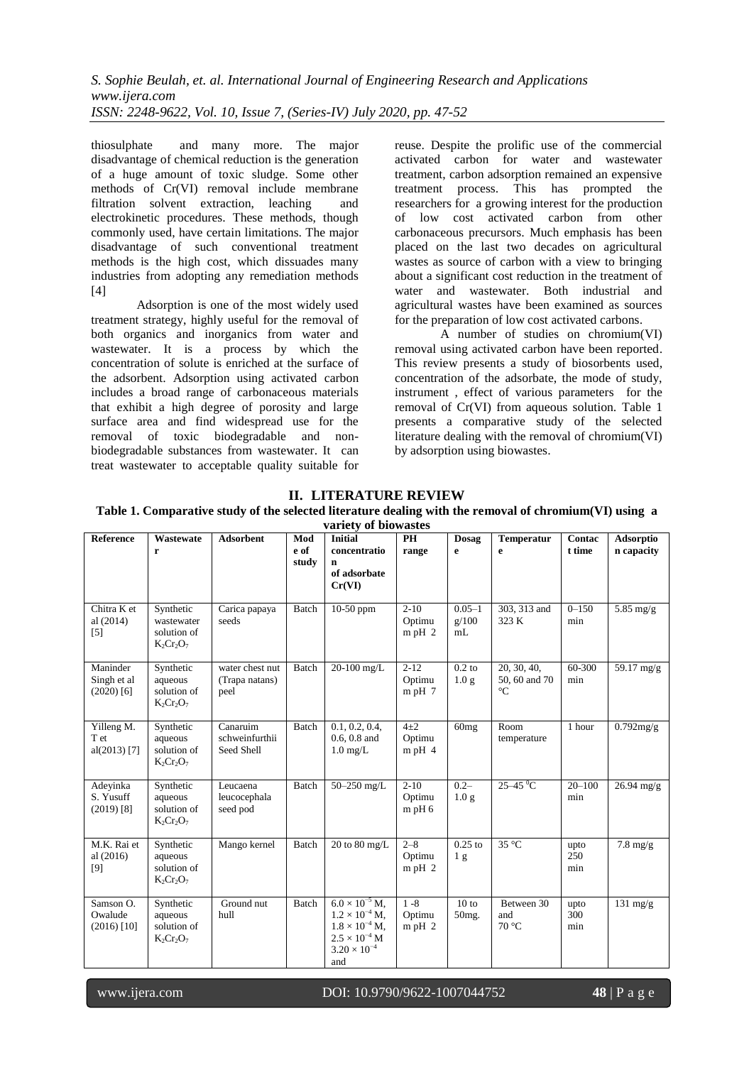thiosulphate and many more. The major disadvantage of chemical reduction is the generation of a huge amount of toxic sludge. Some other methods of Cr(VI) removal include membrane filtration solvent extraction, leaching and electrokinetic procedures. These methods, though commonly used, have certain limitations. The major disadvantage of such conventional treatment methods is the high cost, which dissuades many industries from adopting any remediation methods [4]

Adsorption is one of the most widely used treatment strategy, highly useful for the removal of both organics and inorganics from water and wastewater. It is a process by which the concentration of solute is enriched at the surface of the adsorbent. Adsorption using activated carbon includes a broad range of carbonaceous materials that exhibit a high degree of porosity and large surface area and find widespread use for the removal of toxic biodegradable and non-biodegradable substances from wastewater. It can treat wastewater to acceptable quality suitable for reuse. Despite the prolific use of the commercial activated carbon for water and wastewater treatment, carbon adsorption remained an expensive treatment process. This has prompted the researchers for a growing interest for the production of low cost activated carbon from other carbonaceous precursors. Much emphasis has been placed on the last two decades on agricultural wastes as source of carbon with a view to bringing about a significant cost reduction in the treatment of water and wastewater. Both industrial and agricultural wastes have been examined as sources for the preparation of low cost activated carbons.

A number of studies on chromium(VI) removal using activated carbon have been reported. This review presents a study of biosorbents used, concentration of the adsorbate, the mode of study, instrument , effect of various parameters for the removal of Cr(VI) from aqueous solution. Table 1 presents a comparative study of the selected literature dealing with the removal of chromium(VI) by adsorption using biowastes.

## II. LITERATURE REVIEW

**Table 1. Comparative study of the selected literature dealing with the removal of chromium(VI) using a variety of biowastes**

| Reference | Wastewater | Adsorbent | Mode of study | Initial concentration of adsorbate Cr(VI) | PH range | Dosage | Temperature | Contact time | Adsorption capacity |
|---|---|---|---|---|---|---|---|---|---|
| Chitra K et al (2014) [5] | Synthetic wastewater solution of $K_2Cr_2O_7$ | Carica papaya seeds | Batch | 10-50 ppm | 2-10 Optimum pH 2 | 0.05–1 g/100 mL | 303, 313 and 323 K | 0–150 min | 5.85 mg/g |
| Maninder Singh et al (2020) [6] | Synthetic aqueous solution of $K_2Cr_2O_7$ | water chest nut (Trapa natans) peel | Batch | 20-100 mg/L | 2-12 Optimum pH 7 | 0.2 to 1.0 g | 20, 30, 40, 50, 60 and 70 °C | 60-300 min | 59.17 mg/g |
| Yilleng M. T et al(2013) [7] | Synthetic aqueous solution of $K_2Cr_2O_7$ | Canaruim schweinfurthii Seed Shell | Batch | 0.1, 0.2, 0.4, 0.6, 0.8 and 1.0 mg/L | 4±2 Optimum pH 4 | 60mg | Room temperature | 1 hour | 0.792mg/g |
| Adeyinka S. Yusuff (2019) [8] | Synthetic aqueous solution of $K_2Cr_2O_7$ | Leucaena leucocephala seed pod | Batch | 50–250 mg/L | 2-10 Optimum pH 6 | 0.2–1.0 g | 25–45 °C | 20–100 min | 26.94 mg/g |
| M.K. Rai et al (2016) [9] | Synthetic aqueous solution of $K_2Cr_2O_7$ | Mango kernel | Batch | 20 to 80 mg/L | 2–8 Optimum pH 2 | 0.25 to 1 g | 35 °C | upto 250 min | 7.8 mg/g |
| Samson O. Owalude (2016) [10] | Synthetic aqueous solution of $K_2Cr_2O_7$ | Ground nut hull | Batch | $6.0 \times 10^{-5}$ M, $1.2 \times 10^{-4}$ M, $1.8 \times 10^{-4}$ M, $2.5 \times 10^{-4}$ M $3.20 \times 10^{-4}$ and | 1 -8 Optimum pH 2 | 10 to 50mg. | Between 30 and 70 °C | upto 300 min | 131 mg/g |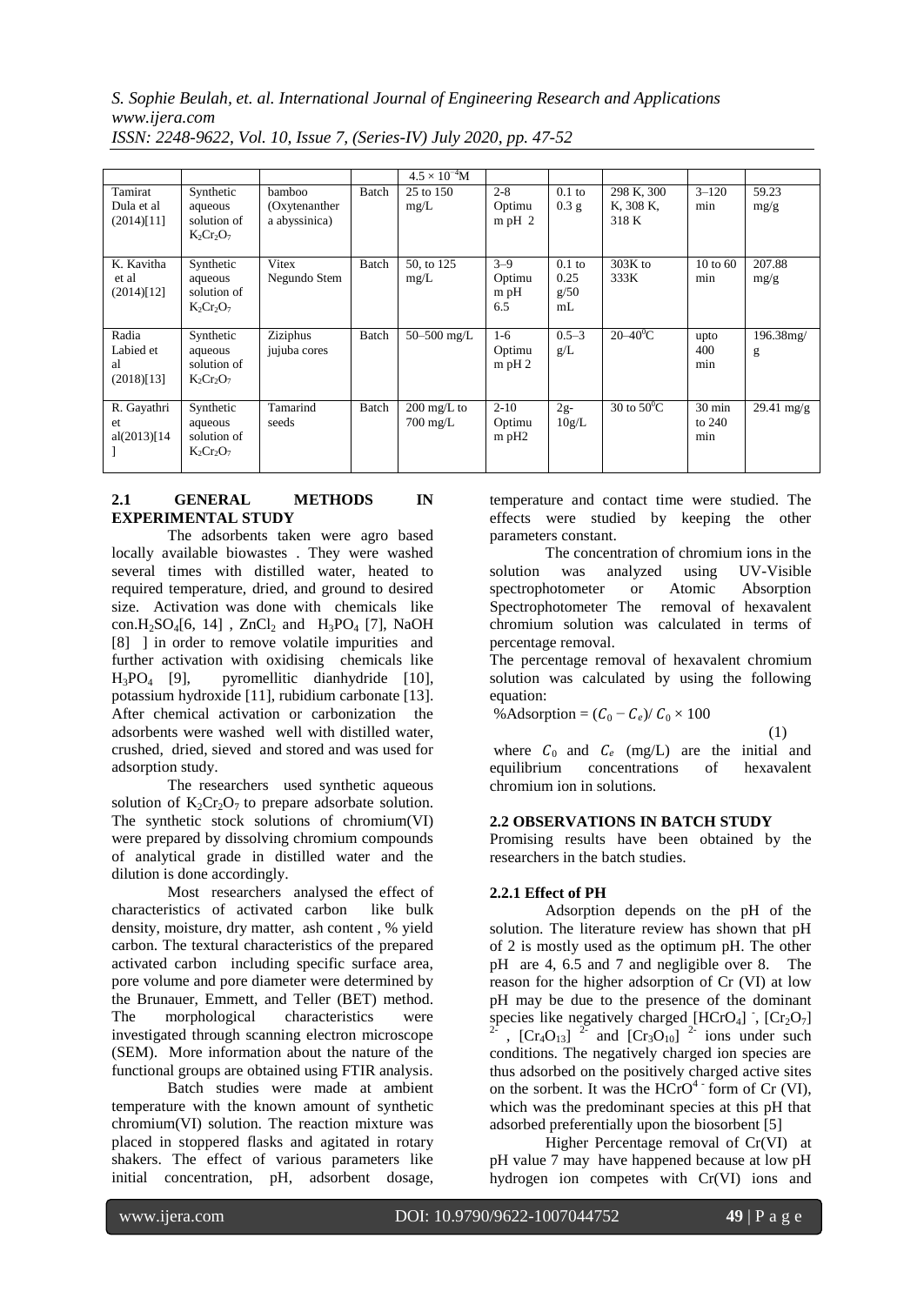| | | | | $4.5 \times 10^{-4}$M | | | | | |
|---|---|---|---|---|---|---|---|---|---|
| Tamirat Dula et al (2014)[11] | Synthetic aqueous solution of $K_2Cr_2O_7$ | bamboo (Oxytenanther a abyssinica) | Batch | 25 to 150 mg/L | 2-8 Optimu m pH 2 | 0.1 to 0.3 g | 298 K, 300 K, 308 K, 318 K | 3–120 min | 59.23 mg/g |
| K. Kavitha et al (2014)[12] | Synthetic aqueous solution of $K_2Cr_2O_7$ | Vitex Negundo Stem | Batch | 50, to 125 mg/L | 3–9 Optimu m pH 6.5 | 0.1 to 0.25 g/50 mL | 303K to 333K | 10 to 60 min | 207.88 mg/g |
| Radia Labied et al (2018)[13] | Synthetic aqueous solution of $K_2Cr_2O_7$ | Ziziphus jujuba cores | Batch | 50–500 mg/L | 1-6 Optimu m pH 2 | 0.5–3 g/L | 20–40$^0$C | upto 400 min | 196.38mg/g |
| R. Gayathri et al(2013)[14] | Synthetic aqueous solution of $K_2Cr_2O_7$ | Tamarind seeds | Batch | 200 mg/L to 700 mg/L | 2-10 Optimu m pH2 | 2g-10g/L | 30 to 50$^0$C | 30 min to 240 min | 29.41 mg/g |

## 2.1 GENERAL METHODS IN EXPERIMENTAL STUDY

The adsorbents taken were agro based locally available biowastes . They were washed several times with distilled water, heated to required temperature, dried, and ground to desired size. Activation was done with chemicals like con.$H_2SO_4$[6, 14] , $ZnCl_2$ and $H_3PO_4$ [7], NaOH [8] ] in order to remove volatile impurities and further activation with oxidising chemicals like $H_3PO_4$ [9], pyromellitic dianhydride [10], potassium hydroxide [11], rubidium carbonate [13]. After chemical activation or carbonization the adsorbents were washed well with distilled water, crushed, dried, sieved and stored and was used for adsorption study.

The researchers used synthetic aqueous solution of $K_2Cr_2O_7$ to prepare adsorbate solution. The synthetic stock solutions of chromium(VI) were prepared by dissolving chromium compounds of analytical grade in distilled water and the dilution is done accordingly.

Most researchers analysed the effect of characteristics of activated carbon like bulk density, moisture, dry matter, ash content , % yield carbon. The textural characteristics of the prepared activated carbon including specific surface area, pore volume and pore diameter were determined by the Brunauer, Emmett, and Teller (BET) method. The morphological characteristics were investigated through scanning electron microscope (SEM). More information about the nature of the functional groups are obtained using FTIR analysis.

Batch studies were made at ambient temperature with the known amount of synthetic chromium(VI) solution. The reaction mixture was placed in stoppered flasks and agitated in rotary shakers. The effect of various parameters like initial concentration, pH, adsorbent dosage, temperature and contact time were studied. The effects were studied by keeping the other parameters constant.

The concentration of chromium ions in the solution was analyzed using UV-Visible spectrophotometer or Atomic Absorption Spectrophotometer The removal of hexavalent chromium solution was calculated in terms of percentage removal.

The percentage removal of hexavalent chromium solution was calculated by using the following equation:

$$\%\text{Adsorption} = (C_0 - C_e)/ C_0 \times 100 \quad (1)$$

where $C_0$ and $C_e$ (mg/L) are the initial and equilibrium concentrations of hexavalent chromium ion in solutions.

## 2.2 OBSERVATIONS IN BATCH STUDY

Promising results have been obtained by the researchers in the batch studies.

### 2.2.1 Effect of PH

Adsorption depends on the pH of the solution. The literature review has shown that pH of 2 is mostly used as the optimum pH. The other pH are 4, 6.5 and 7 and negligible over 8. The reason for the higher adsorption of Cr (VI) at low pH may be due to the presence of the dominant species like negatively charged $[HCrO_4]^-$, $[Cr_2O_7]^{2-}$, $[Cr_4O_{13}]^{2-}$ and $[Cr_3O_{10}]^{2-}$ ions under such conditions. The negatively charged ion species are thus adsorbed on the positively charged active sites on the sorbent. It was the $HCrO^{4-}$ form of Cr (VI), which was the predominant species at this pH that adsorbed preferentially upon the biosorbent [5]

Higher Percentage removal of Cr(VI) at pH value 7 may have happened because at low pH hydrogen ion competes with Cr(VI) ions and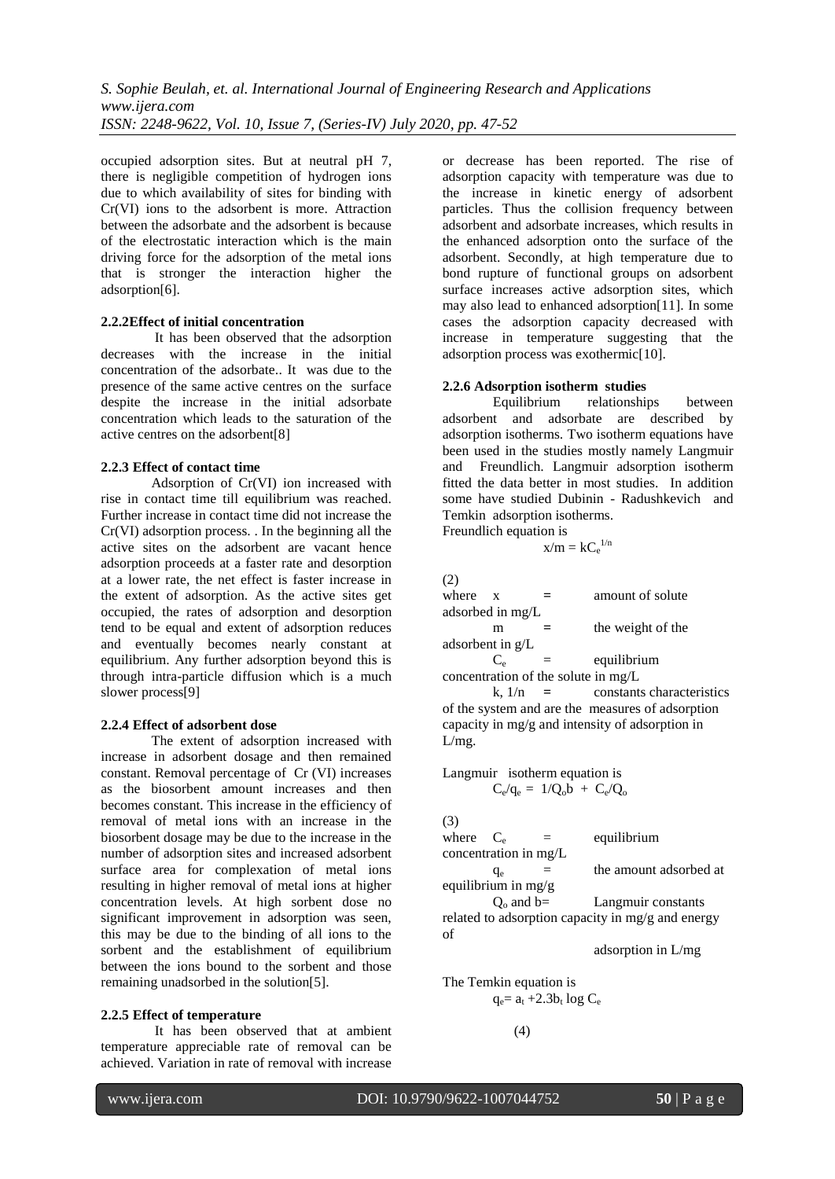occupied adsorption sites. But at neutral pH 7, there is negligible competition of hydrogen ions due to which availability of sites for binding with Cr(VI) ions to the adsorbent is more. Attraction between the adsorbate and the adsorbent is because of the electrostatic interaction which is the main driving force for the adsorption of the metal ions that is stronger the interaction higher the adsorption[6].

### 2.2.2 Effect of initial concentration

It has been observed that the adsorption decreases with the increase in the initial concentration of the adsorbate.. It was due to the presence of the same active centres on the surface despite the increase in the initial adsorbate concentration which leads to the saturation of the active centres on the adsorbent[8]

### 2.2.3 Effect of contact time

Adsorption of Cr(VI) ion increased with rise in contact time till equilibrium was reached. Further increase in contact time did not increase the Cr(VI) adsorption process. . In the beginning all the active sites on the adsorbent are vacant hence adsorption proceeds at a faster rate and desorption at a lower rate, the net effect is faster increase in the extent of adsorption. As the active sites get occupied, the rates of adsorption and desorption tend to be equal and extent of adsorption reduces and eventually becomes nearly constant at equilibrium. Any further adsorption beyond this is through intra-particle diffusion which is a much slower process[9]

### 2.2.4 Effect of adsorbent dose

The extent of adsorption increased with increase in adsorbent dosage and then remained constant. Removal percentage of Cr (VI) increases as the biosorbent amount increases and then becomes constant. This increase in the efficiency of removal of metal ions with an increase in the biosorbent dosage may be due to the increase in the number of adsorption sites and increased adsorbent surface area for complexation of metal ions resulting in higher removal of metal ions at higher concentration levels. At high sorbent dose no significant improvement in adsorption was seen, this may be due to the binding of all ions to the sorbent and the establishment of equilibrium between the ions bound to the sorbent and those remaining unadsorbed in the solution[5].

### 2.2.5 Effect of temperature

It has been observed that at ambient temperature appreciable rate of removal can be achieved. Variation in rate of removal with increase or decrease has been reported. The rise of adsorption capacity with temperature was due to the increase in kinetic energy of adsorbent particles. Thus the collision frequency between adsorbent and adsorbate increases, which results in the enhanced adsorption onto the surface of the adsorbent. Secondly, at high temperature due to bond rupture of functional groups on adsorbent surface increases active adsorption sites, which may also lead to enhanced adsorption[11]. In some cases the adsorption capacity decreased with increase in temperature suggesting that the adsorption process was exothermic[10].

### 2.2.6 Adsorption isotherm studies

Equilibrium relationships between adsorbent and adsorbate are described by adsorption isotherms. Two isotherm equations have been used in the studies mostly namely Langmuir and Freundlich. Langmuir adsorption isotherm fitted the data better in most studies. In addition some have studied Dubinin - Radushkevich and Temkin adsorption isotherms.

Freundlich equation is

$$x/m = kC_e^{1/n} \quad (2)$$

where $x$ = amount of solute adsorbed in mg/L

$m$ = the weight of the adsorbent in g/L

$C_e$ = equilibrium concentration of the solute in mg/L

$k$, $1/n$ = constants characteristics of the system and are the measures of adsorption capacity in mg/g and intensity of adsorption in L/mg.

Langmuir isotherm equation is

$$C_e/q_e = 1/Q_o b + C_e/Q_o \quad (3)$$

where $C_e$ = equilibrium concentration in mg/L

$q_e$ = the amount adsorbed at equilibrium in mg/g

$Q_o$ and $b$ = Langmuir constants related to adsorption capacity in mg/g and energy of adsorption in L/mg

The Temkin equation is

$$q_e = a_t + 2.3b_t \log C_e \quad (4)$$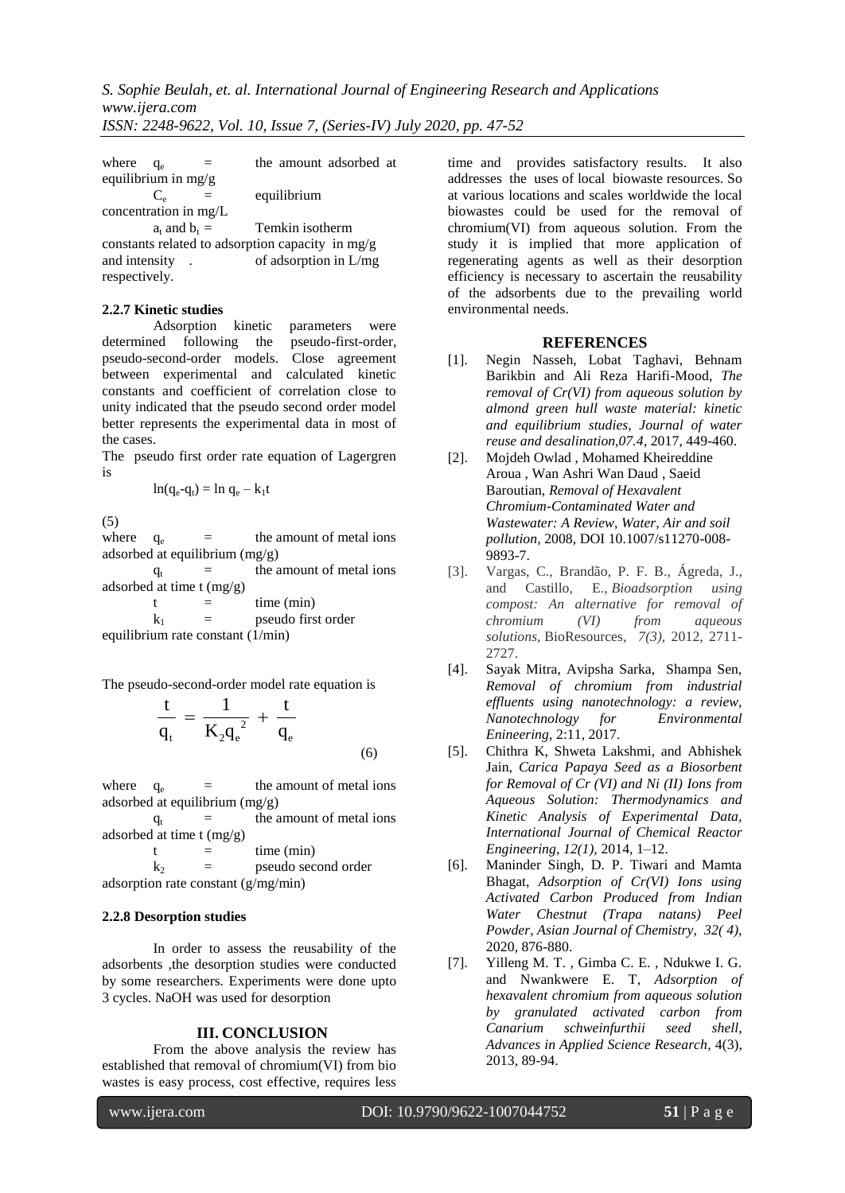where $q_e$ = the amount adsorbed at equilibrium in mg/g

$C_e$ = equilibrium concentration in mg/L

$a_t$ and $b_t$ = Temkin isotherm constants related to adsorption capacity in mg/g and intensity . of adsorption in L/mg respectively.

#### 2.2.7 Kinetic studies

Adsorption kinetic parameters were determined following the pseudo-first-order, pseudo-second-order models. Close agreement between experimental and calculated kinetic constants and coefficient of correlation close to unity indicated that the pseudo second order model better represents the experimental data in most of the cases.

The pseudo first order rate equation of Lagergren is

$$\ln(q_e - q_t) = \ln q_e - k_1 t \quad (5)$$

where $q_e$ = the amount of metal ions adsorbed at equilibrium (mg/g)

$q_t$ = the amount of metal ions adsorbed at time t (mg/g)

t = time (min)

$k_1$ = pseudo first order equilibrium rate constant (1/min)

The pseudo-second-order model rate equation is

$$\frac{t}{q_t} = \frac{1}{K_2 q_e^{\ 2}} + \frac{t}{q_e} \quad (6)$$

where $q_e$ = the amount of metal ions adsorbed at equilibrium (mg/g)

$q_t$ = the amount of metal ions adsorbed at time t (mg/g)

t = time (min)

$k_2$ = pseudo second order adsorption rate constant (g/mg/min)

#### 2.2.8 Desorption studies

In order to assess the reusability of the adsorbents ,the desorption studies were conducted by some researchers. Experiments were done upto 3 cycles. NaOH was used for desorption

## III. CONCLUSION

From the above analysis the review has established that removal of chromium(VI) from bio wastes is easy process, cost effective, requires less time and provides satisfactory results. It also addresses the uses of local biowaste resources. So at various locations and scales worldwide the local biowastes could be used for the removal of chromium(VI) from aqueous solution. From the study it is implied that more application of regenerating agents as well as their desorption efficiency is necessary to ascertain the reusability of the adsorbents due to the prevailing world environmental needs.

## REFERENCES

[1]. Negin Nasseh, Lobat Taghavi, Behnam Barikbin and Ali Reza Harifi-Mood, *The removal of Cr(VI) from aqueous solution by almond green hull waste material: kinetic and equilibrium studies, Journal of water reuse and desalination,07.4*, 2017, 449-460.

[2]. Mojdeh Owlad , Mohamed Kheireddine Aroua , Wan Ashri Wan Daud , Saeid Baroutian, *Removal of Hexavalent Chromium-Contaminated Water and Wastewater: A Review, Water, Air and soil pollution*, 2008, DOI 10.1007/s11270-008-9893-7.

[3]. Vargas, C., Brandão, P. F. B., Ágreda, J., and Castillo, E., *Bioadsorption using compost: An alternative for removal of chromium (VI) from aqueous solutions,* BioResources, *7(3),* 2012, 2711-2727.

[4]. Sayak Mitra, Avipsha Sarka, Shampa Sen, *Removal of chromium from industrial effluents using nanotechnology: a review, Nanotechnology for Environmental Enineering*, 2:11, 2017.

[5]. Chithra K, Shweta Lakshmi, and Abhishek Jain, *Carica Papaya Seed as a Biosorbent for Removal of Cr (VI) and Ni (II) Ions from Aqueous Solution: Thermodynamics and Kinetic Analysis of Experimental Data, International Journal of Chemical Reactor Engineering, 12(1),* 2014, 1–12.

[6]. Maninder Singh, D. P. Tiwari and Mamta Bhagat, *Adsorption of Cr(VI) Ions using Activated Carbon Produced from Indian Water Chestnut (Trapa natans) Peel Powder, Asian Journal of Chemistry, 32( 4),* 2020, 876-880.

[7]. Yilleng M. T. , Gimba C. E. , Ndukwe I. G. and Nwankwere E. T, *Adsorption of hexavalent chromium from aqueous solution by granulated activated carbon from Canarium schweinfurthii seed shell, Advances in Applied Science Research*, 4(3), 2013, 89-94.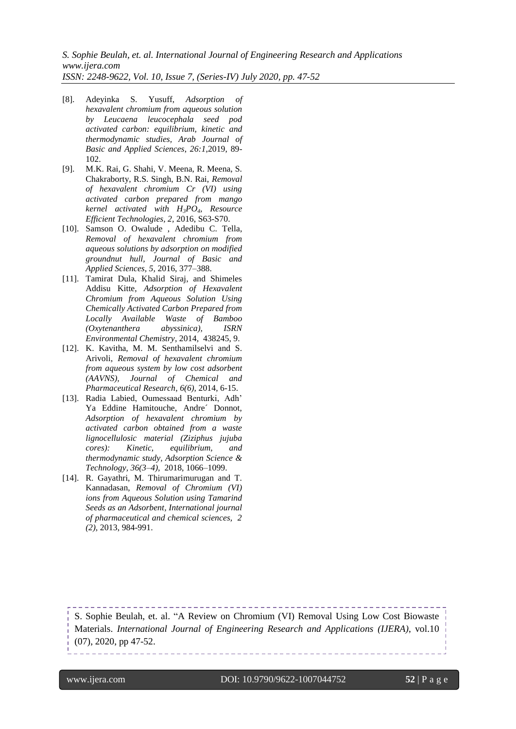[8]. Adeyinka S. Yusuff, *Adsorption of hexavalent chromium from aqueous solution by Leucaena leucocephala seed pod activated carbon: equilibrium, kinetic and thermodynamic studies, Arab Journal of Basic and Applied Sciences, 26:1*,2019, 89-102.

[9]. M.K. Rai, G. Shahi, V. Meena, R. Meena, S. Chakraborty, R.S. Singh, B.N. Rai, *Removal of hexavalent chromium Cr (VI) using activated carbon prepared from mango kernel activated with $H_3PO_4$, Resource Efficient Technologies, 2,* 2016, S63-S70.

[10]. Samson O. Owalude , Adedibu C. Tella, *Removal of hexavalent chromium from aqueous solutions by adsorption on modified groundnut hull, Journal of Basic and Applied Sciences, 5,* 2016, 377–388.

[11]. Tamirat Dula, Khalid Siraj, and Shimeles Addisu Kitte, *Adsorption of Hexavalent Chromium from Aqueous Solution Using Chemically Activated Carbon Prepared from Locally Available Waste of Bamboo (Oxytenanthera abyssinica), ISRN Environmental Chemistry*, 2014, 438245, 9.

[12]. K. Kavitha, M. M. Senthamilselvi and S. Arivoli, *Removal of hexavalent chromium from aqueous system by low cost adsorbent (AAVNS), Journal of Chemical and Pharmaceutical Research, 6(6),* 2014, 6-15.

[13]. Radia Labied, Oumessaad Benturki, Adh' Ya Eddine Hamitouche, Andre´ Donnot, *Adsorption of hexavalent chromium by activated carbon obtained from a waste lignocellulosic material (Ziziphus jujuba cores): Kinetic, equilibrium, and thermodynamic study, Adsorption Science & Technology, 36(3–4),* 2018, 1066–1099.

[14]. R. Gayathri, M. Thirumarimurugan and T. Kannadasan, *Removal of Chromium (VI) ions from Aqueous Solution using Tamarind Seeds as an Adsorbent, International journal of pharmaceutical and chemical sciences, 2 (2),* 2013, 984-991.

S. Sophie Beulah, et. al. "A Review on Chromium (VI) Removal Using Low Cost Biowaste Materials. *International Journal of Engineering Research and Applications (IJERA)*, vol.10 (07), 2020, pp 47-52.